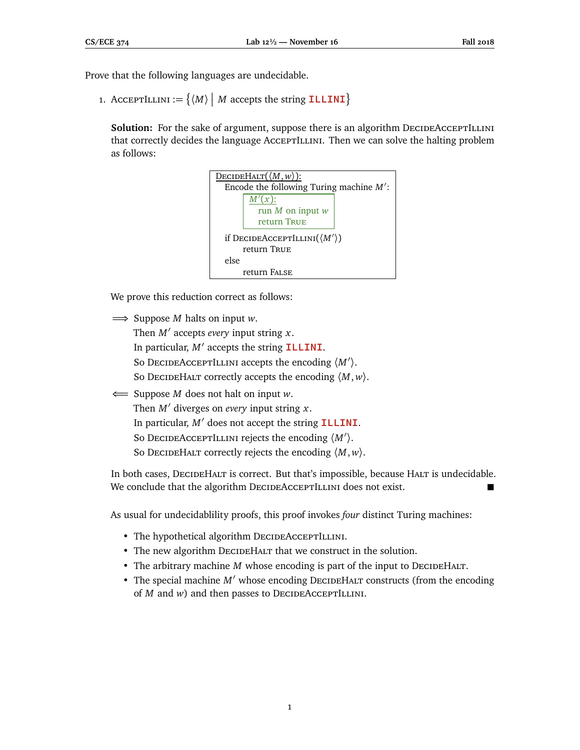Prove that the following languages are undecidable.

1. AcceptIllini := $\{\langle M \rangle \mid M$ accepts the string **ILLINI**$\}$

   **Solution:** For the sake of argument, suppose there is an algorithm DecideAcceptIllini that correctly decides the language AcceptIllini. Then we can solve the halting problem as follows:

   ```
   DecideHalt(⟨M, w⟩):
     Encode the following Turing machine M′:
         M′(x):
           run M on input w
           return True
     if DecideAcceptIllini(⟨M′⟩)
         return True
     else
         return False
   ```

   We prove this reduction correct as follows:

   $\Longrightarrow$ Suppose $M$ halts on input $w$.
   Then $M'$ accepts *every* input string $x$.
   In particular, $M'$ accepts the string **ILLINI**.
   So DecideAcceptIllini accepts the encoding $\langle M' \rangle$.
   So DecideHalt correctly accepts the encoding $\langle M, w \rangle$.

   $\Longleftarrow$ Suppose $M$ does not halt on input $w$.
   Then $M'$ diverges on *every* input string $x$.
   In particular, $M'$ does not accept the string **ILLINI**.
   So DecideAcceptIllini rejects the encoding $\langle M' \rangle$.
   So DecideHalt correctly rejects the encoding $\langle M, w \rangle$.

   In both cases, DecideHalt is correct. But that's impossible, because Halt is undecidable. We conclude that the algorithm DecideAcceptIllini does not exist. ■

   As usual for undecidablility proofs, this proof invokes *four* distinct Turing machines:

   - The hypothetical algorithm DecideAcceptIllini.
   - The new algorithm DecideHalt that we construct in the solution.
   - The arbitrary machine $M$ whose encoding is part of the input to DecideHalt.
   - The special machine $M'$ whose encoding DecideHalt constructs (from the encoding of $M$ and $w$) and then passes to DecideAcceptIllini.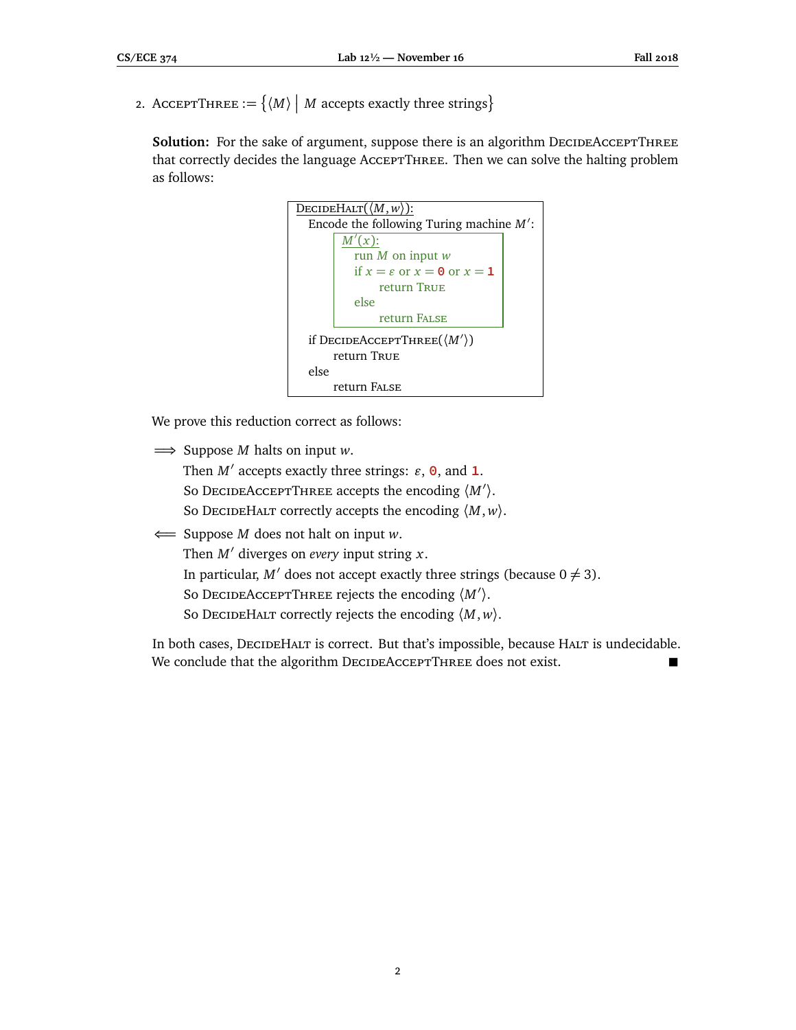2. AcceptThree := $\{\langle M \rangle \mid M \text{ accepts exactly three strings}\}$

**Solution:** For the sake of argument, suppose there is an algorithm DecideAcceptThree that correctly decides the language AcceptThree. Then we can solve the halting problem as follows:

```
DecideHalt(⟨M,w⟩):
  Encode the following Turing machine M′:
      M′(x):
        run M on input w
        if x = ε or x = 0 or x = 1
            return True
        else
            return False
  if DecideAcceptThree(⟨M′⟩)
      return True
  else
      return False
```

We prove this reduction correct as follows:

$\Longrightarrow$ Suppose $M$ halts on input $w$.
Then $M'$ accepts exactly three strings: $\varepsilon$, `0`, and `1`.
So DecideAcceptThree accepts the encoding $\langle M' \rangle$.
So DecideHalt correctly accepts the encoding $\langle M, w \rangle$.

$\Longleftarrow$ Suppose $M$ does not halt on input $w$.
Then $M'$ diverges on *every* input string $x$.
In particular, $M'$ does not accept exactly three strings (because $0 \neq 3$).
So DecideAcceptThree rejects the encoding $\langle M' \rangle$.
So DecideHalt correctly rejects the encoding $\langle M, w \rangle$.

In both cases, DecideHalt is correct. But that's impossible, because Halt is undecidable. We conclude that the algorithm DecideAcceptThree does not exist. ■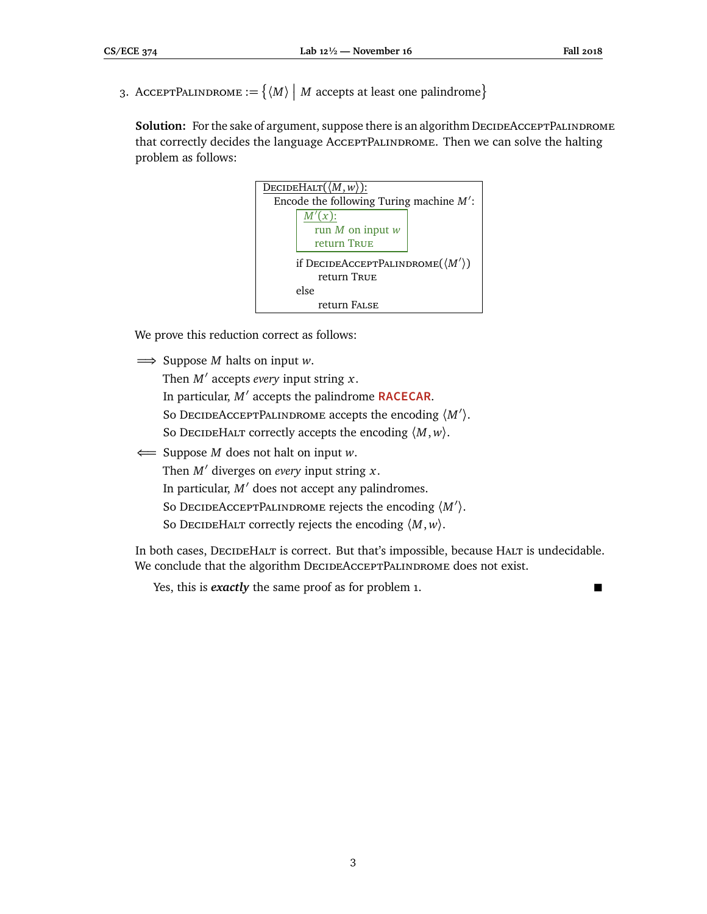3. $\textsc{AcceptPalindrome} := \{\langle M \rangle \mid M \text{ accepts at least one palindrome}\}$

**Solution:** For the sake of argument, suppose there is an algorithm DecideAcceptPalindrome that correctly decides the language AcceptPalindrome. Then we can solve the halting problem as follows:

```
DecideHalt(⟨M,w⟩):
  Encode the following Turing machine M':
      M'(x):
        run M on input w
        return True
      if DecideAcceptPalindrome(⟨M'⟩)
          return True
      else
          return False
```

We prove this reduction correct as follows:

$\Longrightarrow$ Suppose $M$ halts on input $w$.
Then $M'$ accepts *every* input string $x$.
In particular, $M'$ accepts the palindrome RACECAR.
So DecideAcceptPalindrome accepts the encoding $\langle M' \rangle$.
So DecideHalt correctly accepts the encoding $\langle M, w \rangle$.

$\Longleftarrow$ Suppose $M$ does not halt on input $w$.
Then $M'$ diverges on *every* input string $x$.
In particular, $M'$ does not accept any palindromes.
So DecideAcceptPalindrome rejects the encoding $\langle M' \rangle$.
So DecideHalt correctly rejects the encoding $\langle M, w \rangle$.

In both cases, DecideHalt is correct. But that's impossible, because Halt is undecidable. We conclude that the algorithm DecideAcceptPalindrome does not exist.

Yes, this is ***exactly*** the same proof as for problem 1. ■